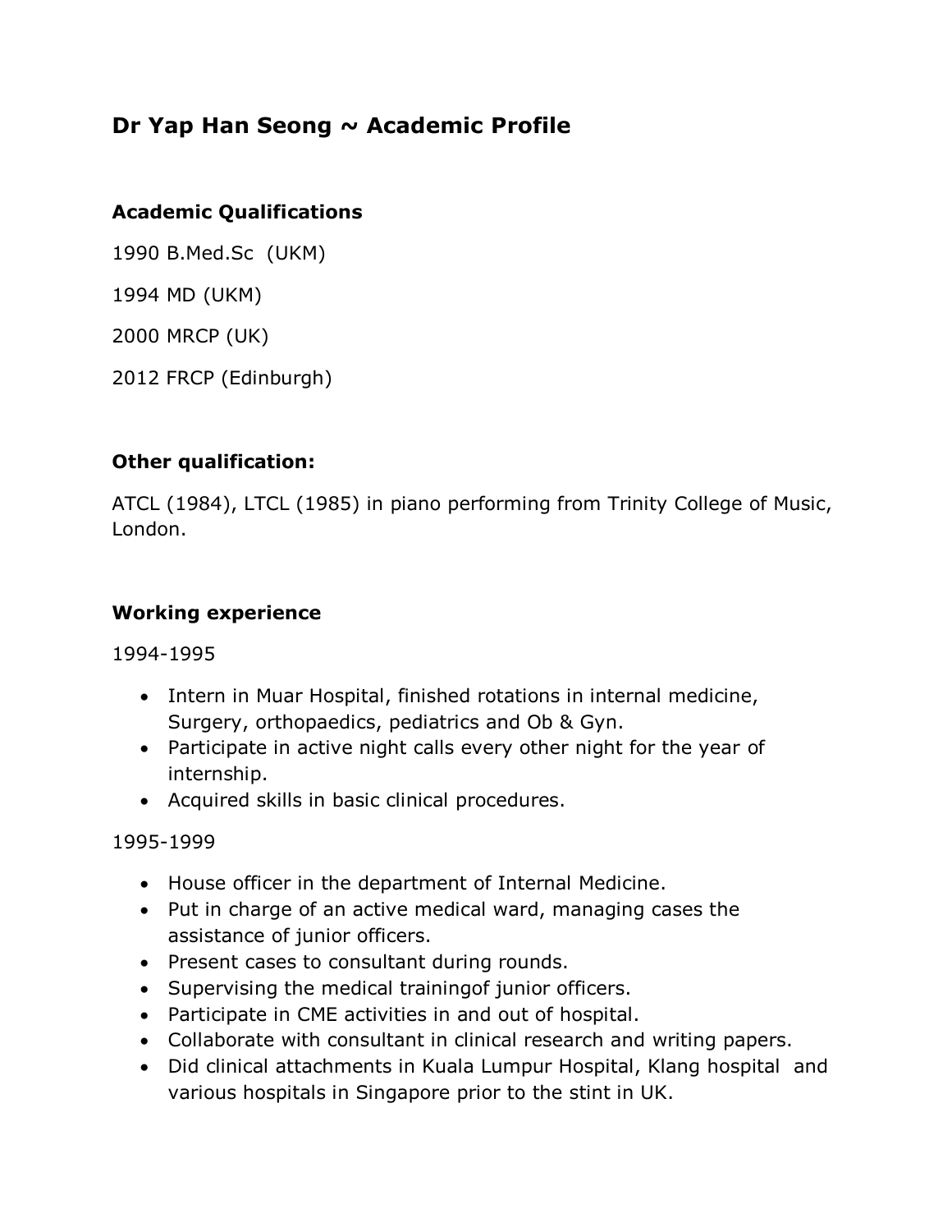# Dr Yap Han Seong ~ Academic Profile

## Academic Qualifications

1990 B.Med.Sc (UKM)

1994 MD (UKM)

2000 MRCP (UK)

2012 FRCP (Edinburgh)

## Other qualification:

ATCL (1984), LTCL (1985) in piano performing from Trinity College of Music, London.

## Working experience

1994-1995

- Intern in Muar Hospital, finished rotations in internal medicine, Surgery, orthopaedics, pediatrics and Ob & Gyn.
- Participate in active night calls every other night for the year of internship.
- Acquired skills in basic clinical procedures.

1995-1999

- House officer in the department of Internal Medicine.
- Put in charge of an active medical ward, managing cases the assistance of junior officers.
- Present cases to consultant during rounds.
- Supervising the medical trainingof junior officers.
- Participate in CME activities in and out of hospital.
- Collaborate with consultant in clinical research and writing papers.
- Did clinical attachments in Kuala Lumpur Hospital, Klang hospital and various hospitals in Singapore prior to the stint in UK.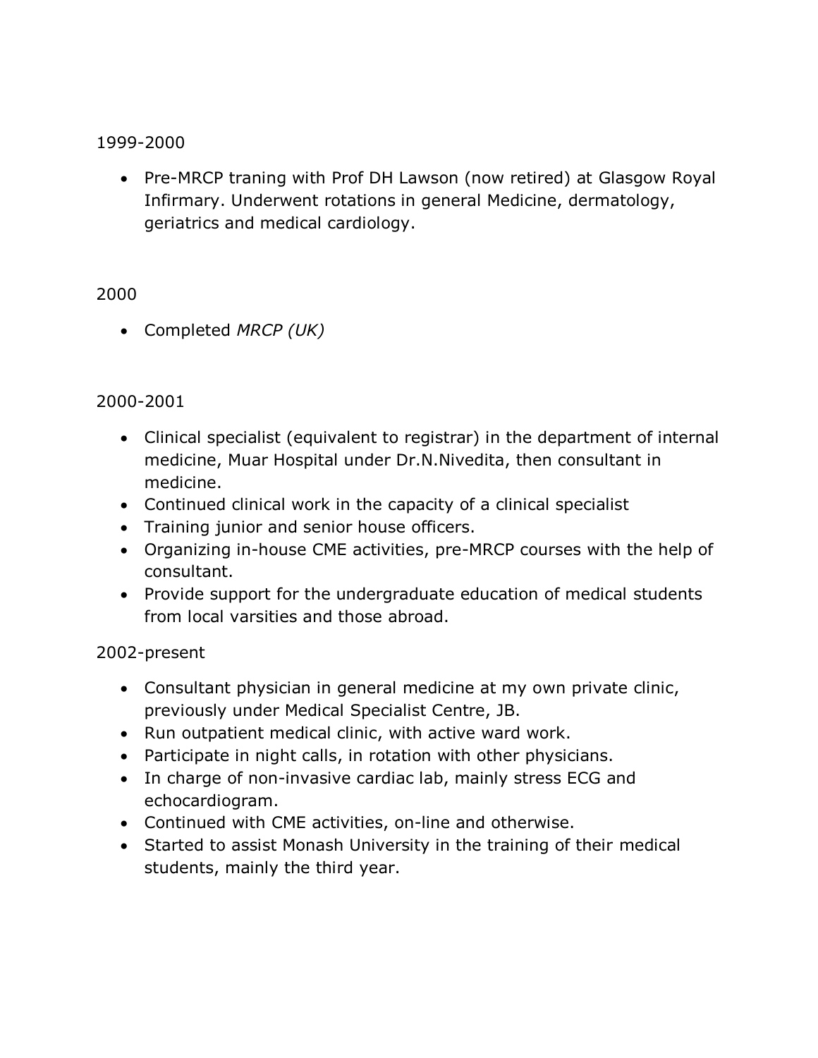1999-2000

- Pre-MRCP traning with Prof DH Lawson (now retired) at Glasgow Royal Infirmary. Underwent rotations in general Medicine, dermatology, geriatrics and medical cardiology.

2000

- Completed *MRCP (UK)*

2000-2001

- Clinical specialist (equivalent to registrar) in the department of internal medicine, Muar Hospital under Dr.N.Nivedita, then consultant in medicine.
- Continued clinical work in the capacity of a clinical specialist
- Training junior and senior house officers.
- Organizing in-house CME activities, pre-MRCP courses with the help of consultant.
- Provide support for the undergraduate education of medical students from local varsities and those abroad.

2002-present

- Consultant physician in general medicine at my own private clinic, previously under Medical Specialist Centre, JB.
- Run outpatient medical clinic, with active ward work.
- Participate in night calls, in rotation with other physicians.
- In charge of non-invasive cardiac lab, mainly stress ECG and echocardiogram.
- Continued with CME activities, on-line and otherwise.
- Started to assist Monash University in the training of their medical students, mainly the third year.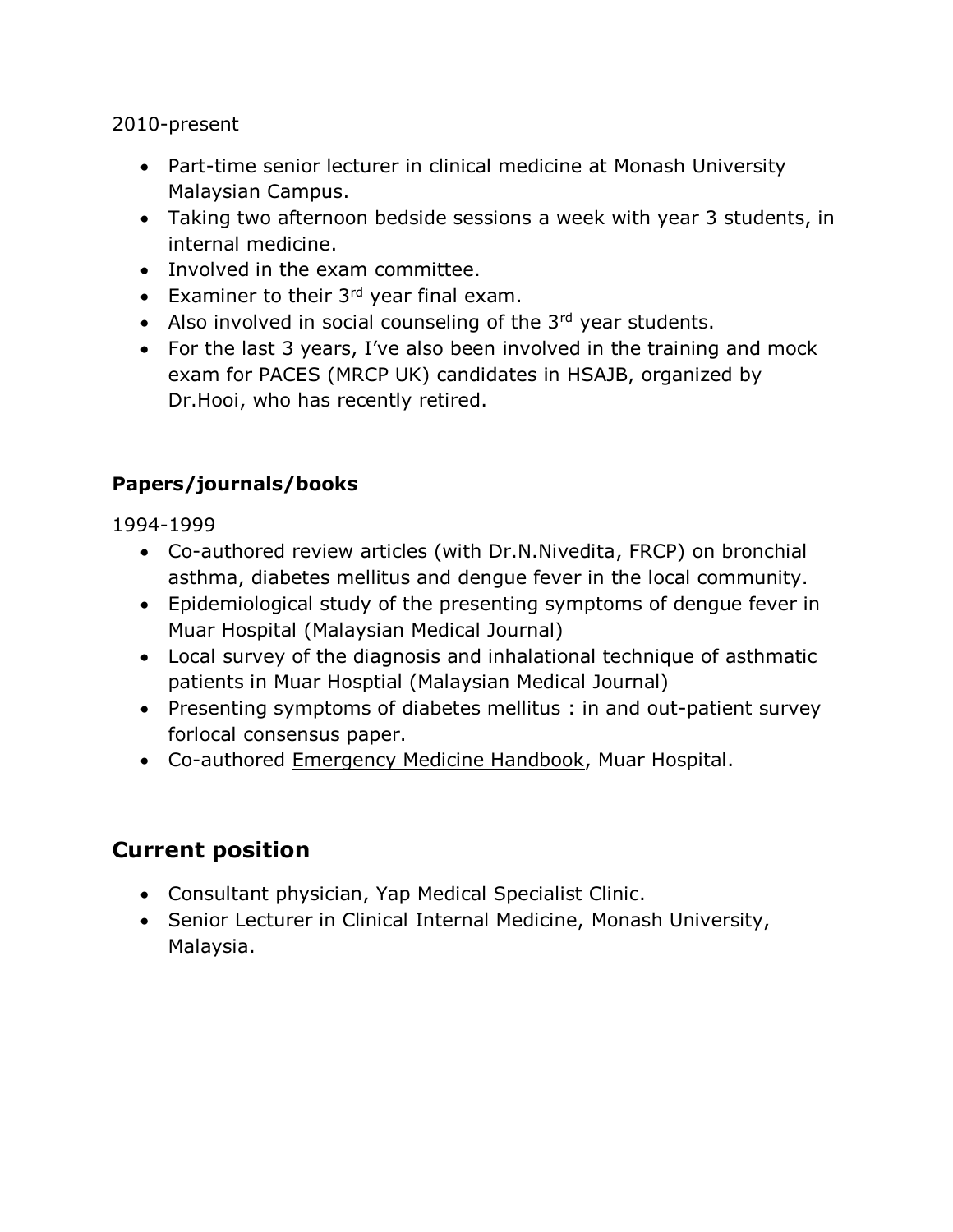2010-present

- Part-time senior lecturer in clinical medicine at Monash University Malaysian Campus.
- Taking two afternoon bedside sessions a week with year 3 students, in internal medicine.
- Involved in the exam committee.
- Examiner to their 3rd year final exam.
- Also involved in social counseling of the 3rd year students.
- For the last 3 years, I've also been involved in the training and mock exam for PACES (MRCP UK) candidates in HSAJB, organized by Dr.Hooi, who has recently retired.

**Papers/journals/books**

1994-1999

- Co-authored review articles (with Dr.N.Nivedita, FRCP) on bronchial asthma, diabetes mellitus and dengue fever in the local community.
- Epidemiological study of the presenting symptoms of dengue fever in Muar Hospital (Malaysian Medical Journal)
- Local survey of the diagnosis and inhalational technique of asthmatic patients in Muar Hosptial (Malaysian Medical Journal)
- Presenting symptoms of diabetes mellitus : in and out-patient survey forlocal consensus paper.
- Co-authored <u>Emergency Medicine Handbook</u>, Muar Hospital.

## Current position

- Consultant physician, Yap Medical Specialist Clinic.
- Senior Lecturer in Clinical Internal Medicine, Monash University, Malaysia.